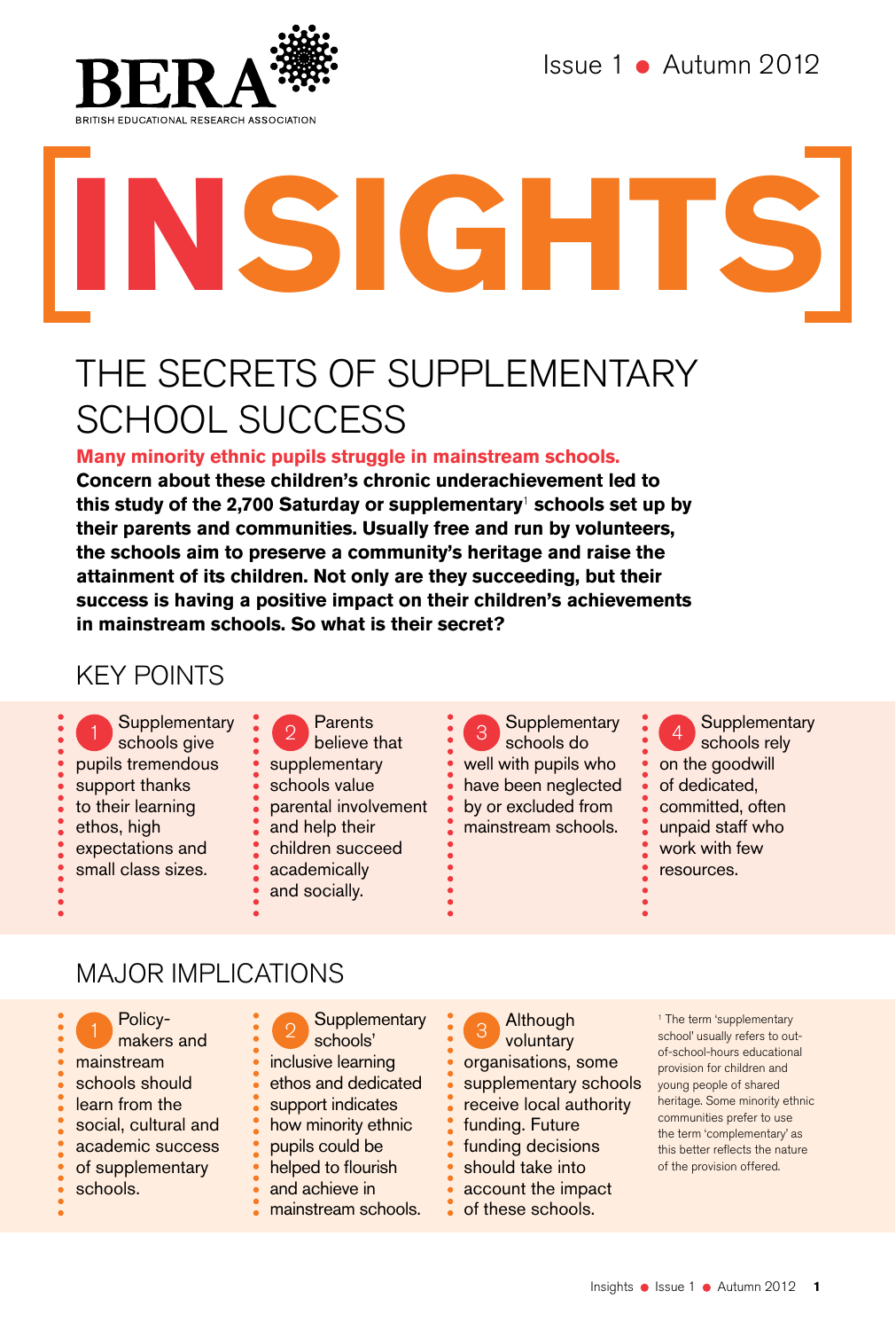BERA
BRITISH EDUCATIONAL RESEARCH ASSOCIATION

Issue 1 • Autumn 2012

# [INSIGHTS]

## THE SECRETS OF SUPPLEMENTARY SCHOOL SUCCESS

**Many minority ethnic pupils struggle in mainstream schools. Concern about these children's chronic underachievement led to this study of the 2,700 Saturday or supplementary[1] schools set up by their parents and communities. Usually free and run by volunteers, the schools aim to preserve a community's heritage and raise the attainment of its children. Not only are they succeeding, but their success is having a positive impact on their children's achievements in mainstream schools. So what is their secret?**

## KEY POINTS

1. Supplementary schools give pupils tremendous support thanks to their learning ethos, high expectations and small class sizes.
2. Parents believe that supplementary schools value parental involvement and help their children succeed academically and socially.
3. Supplementary schools do well with pupils who have been neglected by or excluded from mainstream schools.
4. Supplementary schools rely on the goodwill of dedicated, committed, often unpaid staff who work with few resources.

## MAJOR IMPLICATIONS

1. Policy-makers and mainstream schools should learn from the social, cultural and academic success of supplementary schools.
2. Supplementary schools' inclusive learning ethos and dedicated support indicates how minority ethnic pupils could be helped to flourish and achieve in mainstream schools.
3. Although voluntary organisations, some supplementary schools receive local authority funding. Future funding decisions should take into account the impact of these schools.

[1] The term 'supplementary school' usually refers to out-of-school-hours educational provision for children and young people of shared heritage. Some minority ethnic communities prefer to use the term 'complementary' as this better reflects the nature of the provision offered.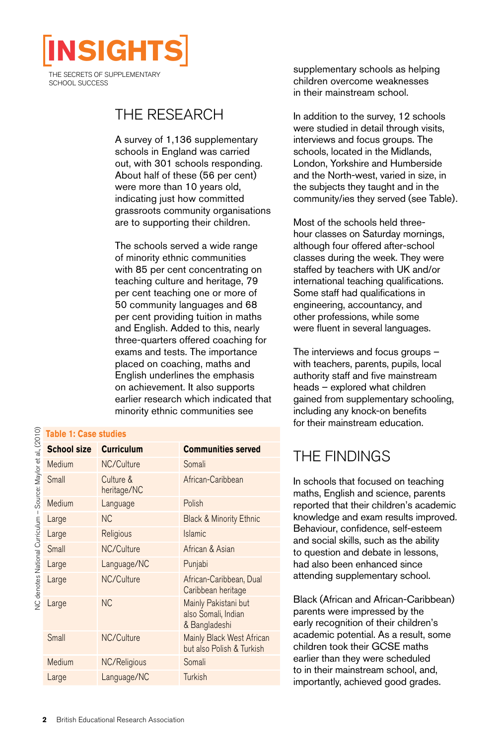# [INSIGHTS]

THE SECRETS OF SUPPLEMENTARY SCHOOL SUCCESS

## THE RESEARCH

A survey of 1,136 supplementary schools in England was carried out, with 301 schools responding. About half of these (56 per cent) were more than 10 years old, indicating just how committed grassroots community organisations are to supporting their children.

The schools served a wide range of minority ethnic communities with 85 per cent concentrating on teaching culture and heritage, 79 per cent teaching one or more of 50 community languages and 68 per cent providing tuition in maths and English. Added to this, nearly three-quarters offered coaching for exams and tests. The importance placed on coaching, maths and English underlines the emphasis on achievement. It also supports earlier research which indicated that minority ethnic communities see supplementary schools as helping children overcome weaknesses in their mainstream school.

**Table 1: Case studies**

| School size | Curriculum | Communities served |
|---|---|---|
| Medium | NC/Culture | Somali |
| Small | Culture & heritage/NC | African-Caribbean |
| Medium | Language | Polish |
| Large | NC | Black & Minority Ethnic |
| Large | Religious | Islamic |
| Small | NC/Culture | African & Asian |
| Large | Language/NC | Punjabi |
| Large | NC/Culture | African-Caribbean, Dual Caribbean heritage |
| Large | NC | Mainly Pakistani but also Somali, Indian & Bangladeshi |
| Small | NC/Culture | Mainly Black West African but also Polish & Turkish |
| Medium | NC/Religious | Somali |
| Large | Language/NC | Turkish |

NC denotes National Curriculum – Source: Maylor et al, (2010)

In addition to the survey, 12 schools were studied in detail through visits, interviews and focus groups. The schools, located in the Midlands, London, Yorkshire and Humberside and the North-west, varied in size, in the subjects they taught and in the community/ies they served (see Table).

Most of the schools held three-hour classes on Saturday mornings, although four offered after-school classes during the week. They were staffed by teachers with UK and/or international teaching qualifications. Some staff had qualifications in engineering, accountancy, and other professions, while some were fluent in several languages.

The interviews and focus groups – with teachers, parents, pupils, local authority staff and five mainstream heads – explored what children gained from supplementary schooling, including any knock-on benefits for their mainstream education.

## THE FINDINGS

In schools that focused on teaching maths, English and science, parents reported that their children's academic knowledge and exam results improved. Behaviour, confidence, self-esteem and social skills, such as the ability to question and debate in lessons, had also been enhanced since attending supplementary school.

Black (African and African-Caribbean) parents were impressed by the early recognition of their children's academic potential. As a result, some children took their GCSE maths earlier than they were scheduled to in their mainstream school, and, importantly, achieved good grades.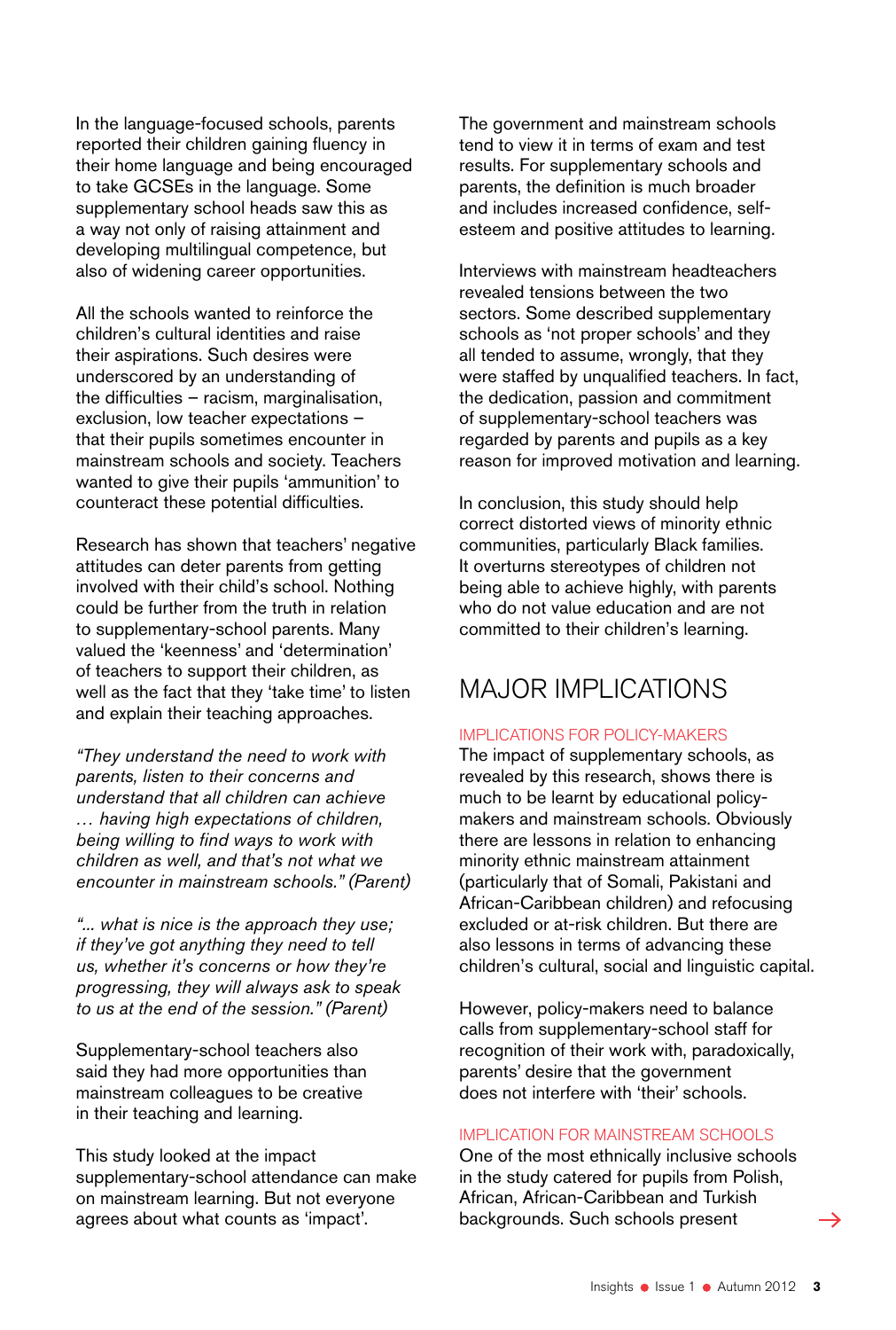In the language-focused schools, parents reported their children gaining fluency in their home language and being encouraged to take GCSEs in the language. Some supplementary school heads saw this as a way not only of raising attainment and developing multilingual competence, but also of widening career opportunities.

All the schools wanted to reinforce the children's cultural identities and raise their aspirations. Such desires were underscored by an understanding of the difficulties – racism, marginalisation, exclusion, low teacher expectations – that their pupils sometimes encounter in mainstream schools and society. Teachers wanted to give their pupils 'ammunition' to counteract these potential difficulties.

Research has shown that teachers' negative attitudes can deter parents from getting involved with their child's school. Nothing could be further from the truth in relation to supplementary-school parents. Many valued the 'keenness' and 'determination' of teachers to support their children, as well as the fact that they 'take time' to listen and explain their teaching approaches.

*"They understand the need to work with parents, listen to their concerns and understand that all children can achieve … having high expectations of children, being willing to find ways to work with children as well, and that's not what we encounter in mainstream schools." (Parent)*

*"... what is nice is the approach they use; if they've got anything they need to tell us, whether it's concerns or how they're progressing, they will always ask to speak to us at the end of the session." (Parent)*

Supplementary-school teachers also said they had more opportunities than mainstream colleagues to be creative in their teaching and learning.

This study looked at the impact supplementary-school attendance can make on mainstream learning. But not everyone agrees about what counts as 'impact'. The government and mainstream schools tend to view it in terms of exam and test results. For supplementary schools and parents, the definition is much broader and includes increased confidence, self-esteem and positive attitudes to learning.

Interviews with mainstream headteachers revealed tensions between the two sectors. Some described supplementary schools as 'not proper schools' and they all tended to assume, wrongly, that they were staffed by unqualified teachers. In fact, the dedication, passion and commitment of supplementary-school teachers was regarded by parents and pupils as a key reason for improved motivation and learning.

In conclusion, this study should help correct distorted views of minority ethnic communities, particularly Black families. It overturns stereotypes of children not being able to achieve highly, with parents who do not value education and are not committed to their children's learning.

## MAJOR IMPLICATIONS

### IMPLICATIONS FOR POLICY-MAKERS

The impact of supplementary schools, as revealed by this research, shows there is much to be learnt by educational policy-makers and mainstream schools. Obviously there are lessons in relation to enhancing minority ethnic mainstream attainment (particularly that of Somali, Pakistani and African-Caribbean children) and refocusing excluded or at-risk children. But there are also lessons in terms of advancing these children's cultural, social and linguistic capital.

However, policy-makers need to balance calls from supplementary-school staff for recognition of their work with, paradoxically, parents' desire that the government does not interfere with 'their' schools.

### IMPLICATION FOR MAINSTREAM SCHOOLS

One of the most ethnically inclusive schools in the study catered for pupils from Polish, African, African-Caribbean and Turkish backgrounds. Such schools present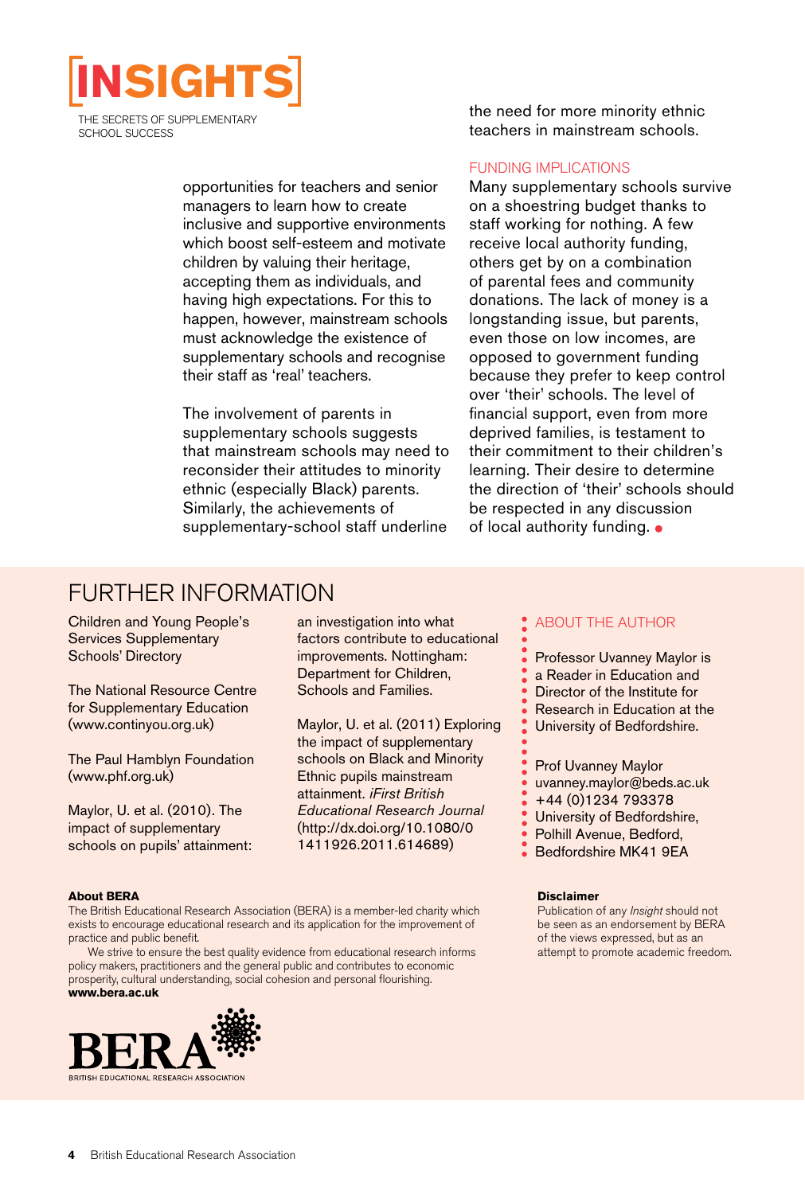opportunities for teachers and senior managers to learn how to create inclusive and supportive environments which boost self-esteem and motivate children by valuing their heritage, accepting them as individuals, and having high expectations. For this to happen, however, mainstream schools must acknowledge the existence of supplementary schools and recognise their staff as 'real' teachers.

The involvement of parents in supplementary schools suggests that mainstream schools may need to reconsider their attitudes to minority ethnic (especially Black) parents. Similarly, the achievements of supplementary-school staff underline the need for more minority ethnic teachers in mainstream schools.

### FUNDING IMPLICATIONS

Many supplementary schools survive on a shoestring budget thanks to staff working for nothing. A few receive local authority funding, others get by on a combination of parental fees and community donations. The lack of money is a longstanding issue, but parents, even those on low incomes, are opposed to government funding because they prefer to keep control over 'their' schools. The level of financial support, even from more deprived families, is testament to their commitment to their children's learning. Their desire to determine the direction of 'their' schools should be respected in any discussion of local authority funding.

## FURTHER INFORMATION

Children and Young People's Services Supplementary Schools' Directory

The National Resource Centre for Supplementary Education (www.continyou.org.uk)

The Paul Hamblyn Foundation (www.phf.org.uk)

Maylor, U. et al. (2010). The impact of supplementary schools on pupils' attainment: an investigation into what factors contribute to educational improvements. Nottingham: Department for Children, Schools and Families.

Maylor, U. et al. (2011) Exploring the impact of supplementary schools on Black and Minority Ethnic pupils mainstream attainment. *iFirst British Educational Research Journal* (http://dx.doi.org/10.1080/01411926.2011.614689)

### ABOUT THE AUTHOR

Professor Uvanney Maylor is a Reader in Education and Director of the Institute for Research in Education at the University of Bedfordshire.

Prof Uvanney Maylor
uvanney.maylor@beds.ac.uk
+44 (0)1234 793378
University of Bedfordshire,
Polhill Avenue, Bedford,
Bedfordshire MK41 9EA

**About BERA**

The British Educational Research Association (BERA) is a member-led charity which exists to encourage educational research and its application for the improvement of practice and public benefit.

We strive to ensure the best quality evidence from educational research informs policy makers, practitioners and the general public and contributes to economic prosperity, cultural understanding, social cohesion and personal flourishing.

**www.bera.ac.uk**

BERA
BRITISH EDUCATIONAL RESEARCH ASSOCIATION

**Disclaimer**

Publication of any *Insight* should not be seen as an endorsement by BERA of the views expressed, but as an attempt to promote academic freedom.